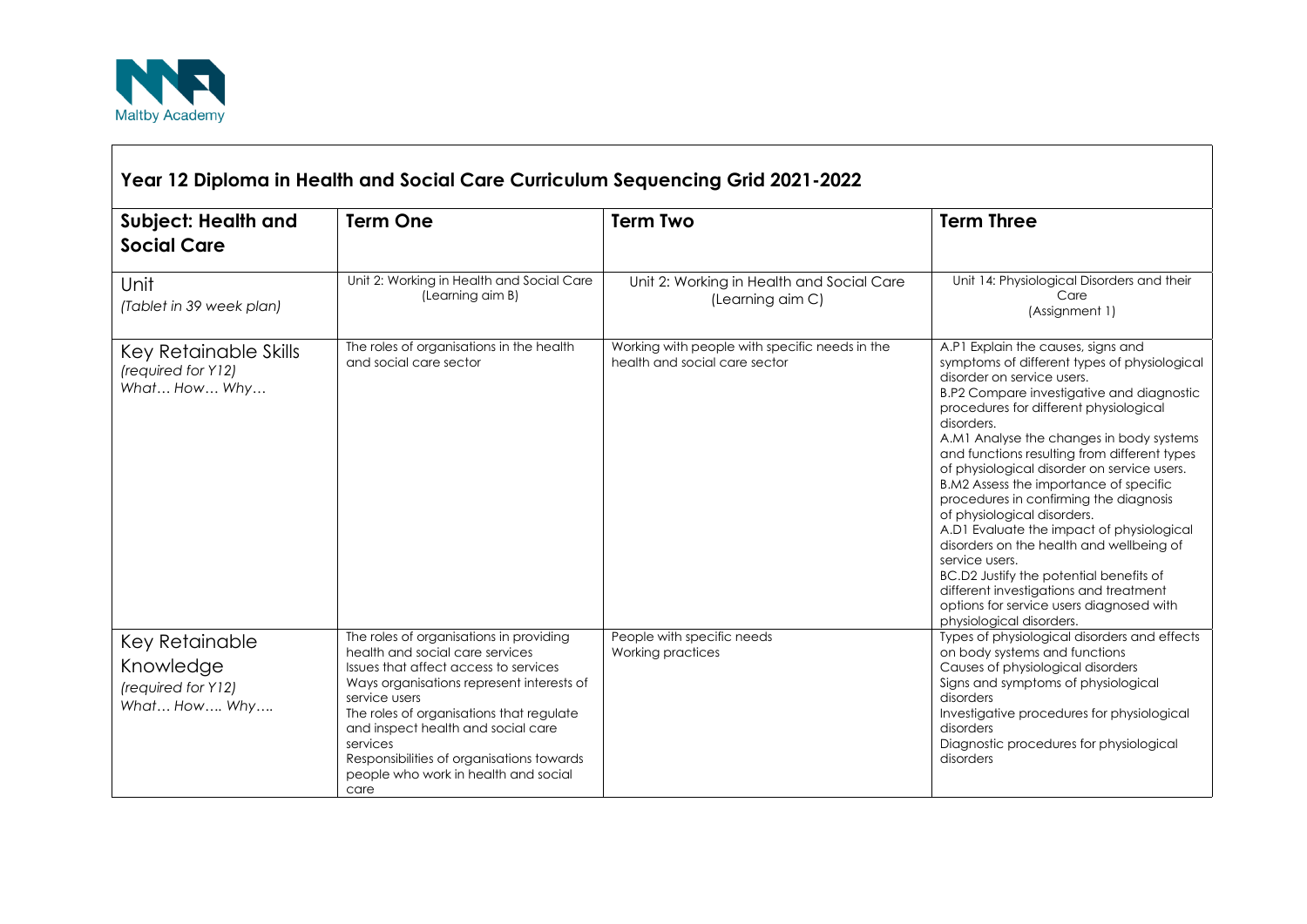Maltby Academy

## Year 12 Diploma in Health and Social Care Curriculum Sequencing Grid 2021-2022

| Subject: Health and Social Care | Term One | Term Two | Term Three |
|---|---|---|---|
| Unit *(Tablet in 39 week plan)* | Unit 2: Working in Health and Social Care (Learning aim B) | Unit 2: Working in Health and Social Care (Learning aim C) | Unit 14: Physiological Disorders and their Care (Assignment 1) |
| Key Retainable Skills *(required for Y12)* *What… How… Why…* | The roles of organisations in the health and social care sector | Working with people with specific needs in the health and social care sector | A.P1 Explain the causes, signs and symptoms of different types of physiological disorder on service users.<br>B.P2 Compare investigative and diagnostic procedures for different physiological disorders.<br>A.M1 Analyse the changes in body systems and functions resulting from different types of physiological disorder on service users.<br>B.M2 Assess the importance of specific procedures in confirming the diagnosis of physiological disorders.<br>A.D1 Evaluate the impact of physiological disorders on the health and wellbeing of service users.<br>BC.D2 Justify the potential benefits of different investigations and treatment options for service users diagnosed with physiological disorders. |
| Key Retainable Knowledge *(required for Y12)* *What… How…. Why….* | The roles of organisations in providing health and social care services<br>Issues that affect access to services<br>Ways organisations represent interests of service users<br>The roles of organisations that regulate and inspect health and social care services<br>Responsibilities of organisations towards people who work in health and social care | People with specific needs<br>Working practices | Types of physiological disorders and effects on body systems and functions<br>Causes of physiological disorders<br>Signs and symptoms of physiological disorders<br>Investigative procedures for physiological disorders<br>Diagnostic procedures for physiological disorders |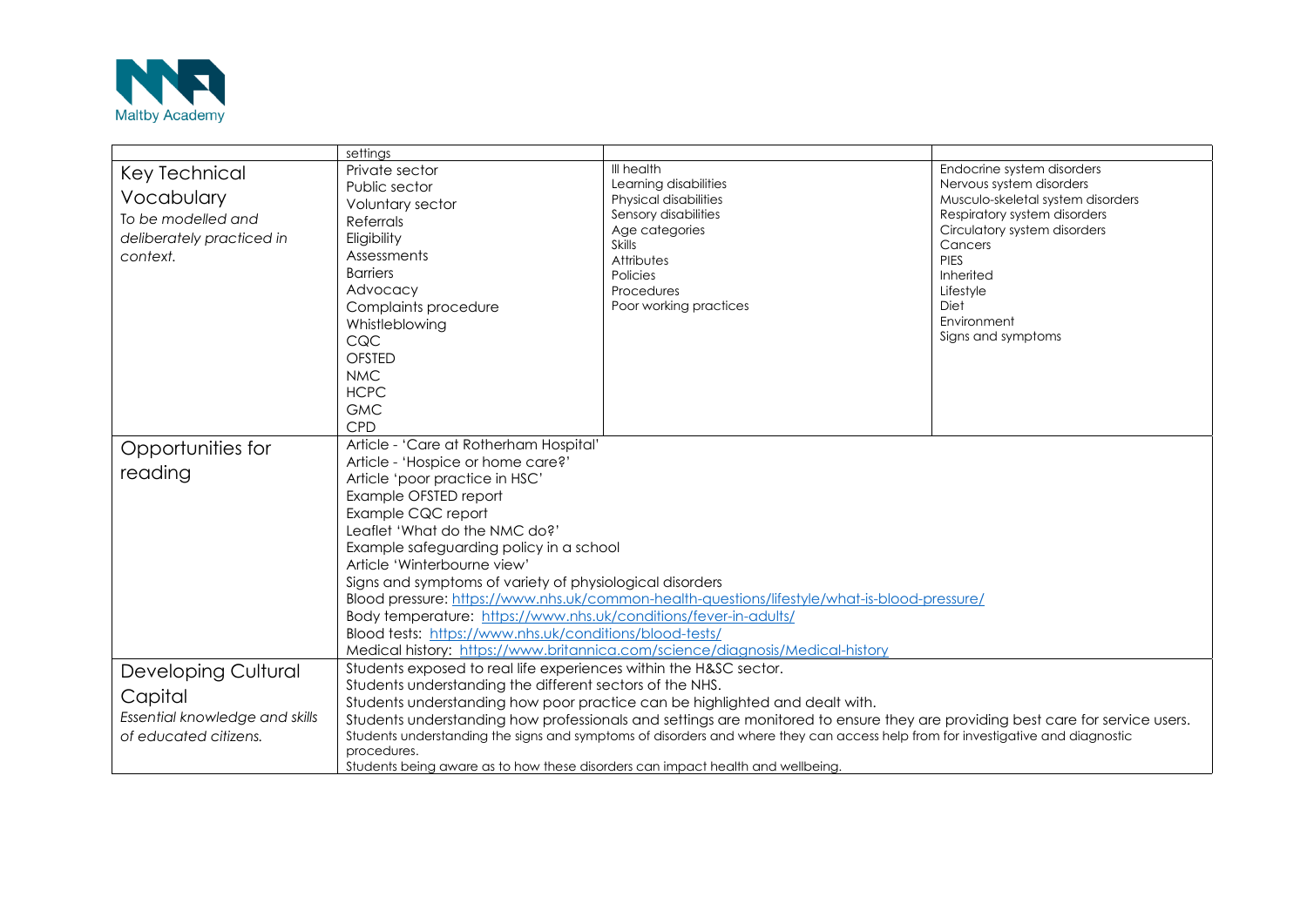| | settings | | |
|---|---|---|---|
| Key Technical Vocabulary<br>*To be modelled and deliberately practiced in context.* | Private sector<br>Public sector<br>Voluntary sector<br>Referrals<br>Eligibility<br>Assessments<br>Barriers<br>Advocacy<br>Complaints procedure<br>Whistleblowing<br>CQC<br>OFSTED<br>NMC<br>HCPC<br>GMC<br>CPD | Ill health<br>Learning disabilities<br>Physical disabilities<br>Sensory disabilities<br>Age categories<br>Skills<br>Attributes<br>Policies<br>Procedures<br>Poor working practices | Endocrine system disorders<br>Nervous system disorders<br>Musculo-skeletal system disorders<br>Respiratory system disorders<br>Circulatory system disorders<br>Cancers<br>PIES<br>Inherited<br>Lifestyle<br>Diet<br>Environment<br>Signs and symptoms |
| Opportunities for reading | Article - 'Care at Rotherham Hospital'<br>Article - 'Hospice or home care?'<br>Article 'poor practice in HSC'<br>Example OFSTED report<br>Example CQC report<br>Leaflet 'What do the NMC do?'<br>Example safeguarding policy in a school<br>Article 'Winterbourne view'<br>Signs and symptoms of variety of physiological disorders<br>Blood pressure: https://www.nhs.uk/common-health-questions/lifestyle/what-is-blood-pressure/<br>Body temperature: https://www.nhs.uk/conditions/fever-in-adults/<br>Blood tests: https://www.nhs.uk/conditions/blood-tests/<br>Medical history: https://www.britannica.com/science/diagnosis/Medical-history | | |
| Developing Cultural Capital<br>*Essential knowledge and skills of educated citizens.* | Students exposed to real life experiences within the H&SC sector.<br>Students understanding the different sectors of the NHS.<br>Students understanding how poor practice can be highlighted and dealt with.<br>Students understanding how professionals and settings are monitored to ensure they are providing best care for service users.<br>Students understanding the signs and symptoms of disorders and where they can access help from for investigative and diagnostic procedures.<br>Students being aware as to how these disorders can impact health and wellbeing. | | |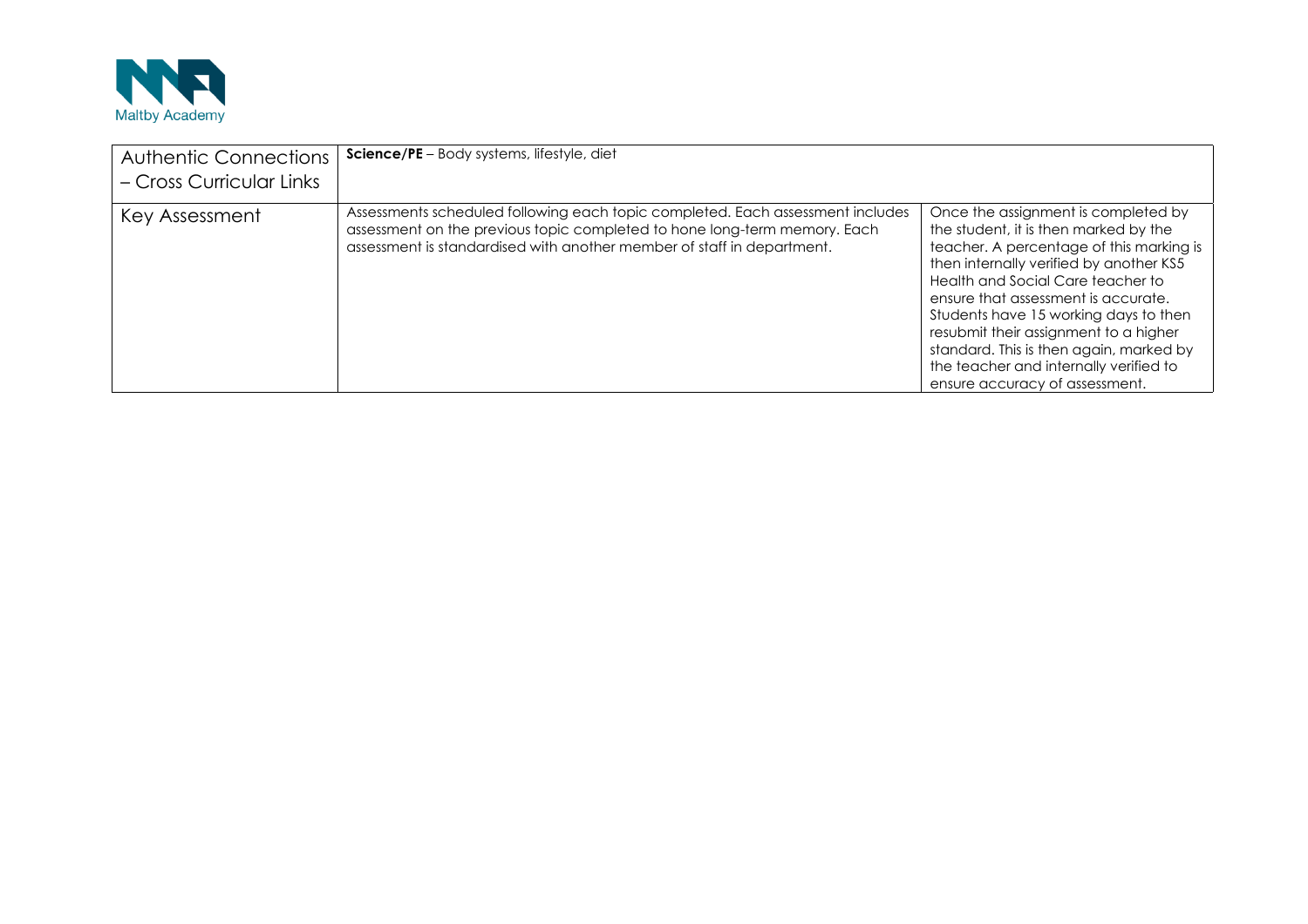| | | |
|---|---|---|
| Authentic Connections – Cross Curricular Links | **Science/PE** – Body systems, lifestyle, diet | |
| Key Assessment | Assessments scheduled following each topic completed. Each assessment includes assessment on the previous topic completed to hone long-term memory. Each assessment is standardised with another member of staff in department. | Once the assignment is completed by the student, it is then marked by the teacher. A percentage of this marking is then internally verified by another KS5 Health and Social Care teacher to ensure that assessment is accurate. Students have 15 working days to then resubmit their assignment to a higher standard. This is then again, marked by the teacher and internally verified to ensure accuracy of assessment. |